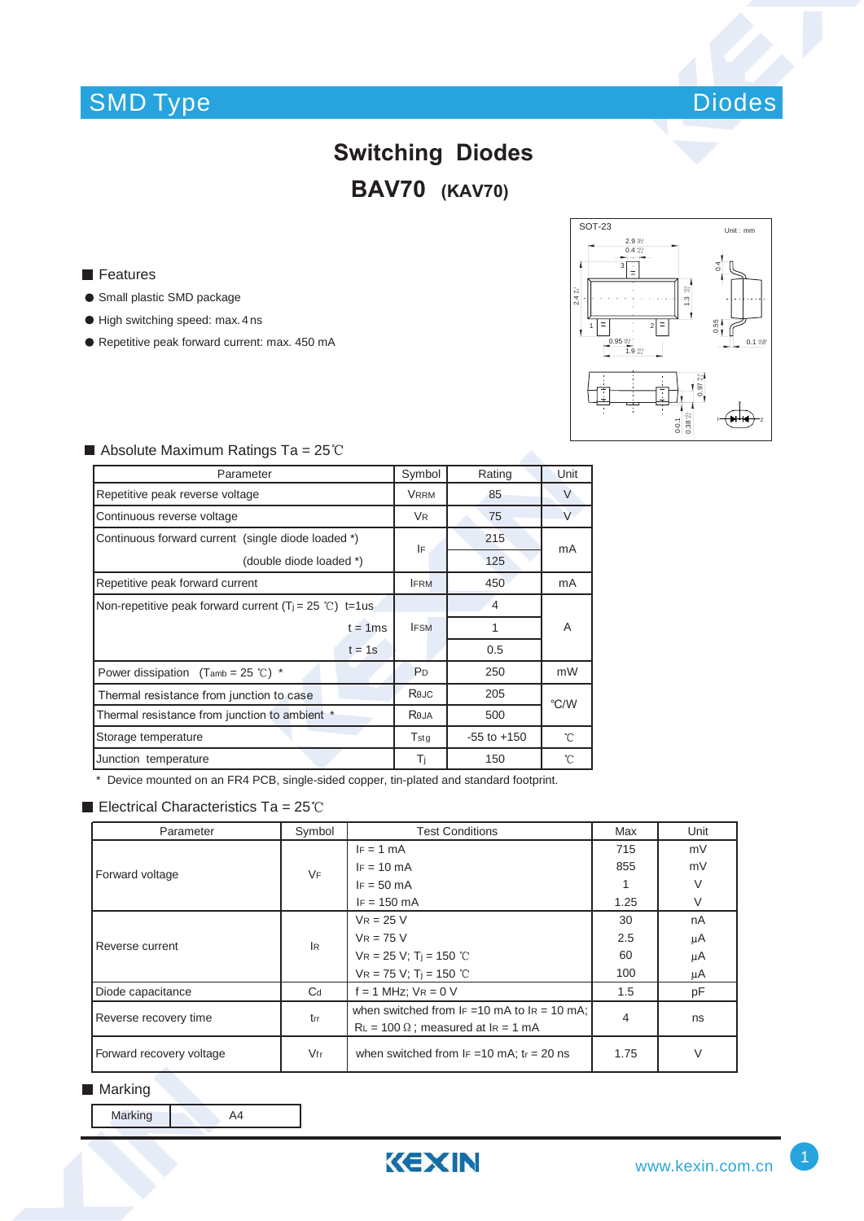SMD Type | Diodes

# Switching Diodes

## BAV70 (KAV70)

### Features

- Small plastic SMD package
- High switching speed: max. 4 ns
- Repetitive peak forward current: max. 450 mA

SOT-23 Unit : mm

### Absolute Maximum Ratings Ta = 25℃

| Parameter | | Symbol | Rating | Unit |
|---|---|---|---|---|
| Repetitive peak reverse voltage | | $V_{RRM}$ | 85 | V |
| Continuous reverse voltage | | $V_R$ | 75 | V |
| Continuous forward current (single diode loaded *) | | $I_F$ | 215 | mA |
| | (double diode loaded *) | | 125 | |
| Repetitive peak forward current | | $I_{FRM}$ | 450 | mA |
| Non-repetitive peak forward current ($T_j$ = 25 ℃) | t=1us | $I_{FSM}$ | 4 | A |
| | t = 1ms | | 1 | |
| | t = 1s | | 0.5 | |
| Power dissipation ($T_{amb}$ = 25 ℃) * | | $P_D$ | 250 | mW |
| Thermal resistance from junction to case | | $R_{θJC}$ | 205 | ℃/W |
| Thermal resistance from junction to ambient * | | $R_{θJA}$ | 500 | |
| Storage temperature | | $T_{stg}$ | -55 to +150 | ℃ |
| Junction temperature | | $T_j$ | 150 | ℃ |

\* Device mounted on an FR4 PCB, single-sided copper, tin-plated and standard footprint.

### Electrical Characteristics Ta = 25℃

| Parameter | Symbol | Test Conditions | Max | Unit |
|---|---|---|---|---|
| Forward voltage | $V_F$ | $I_F$ = 1 mA | 715 | mV |
| | | $I_F$ = 10 mA | 855 | mV |
| | | $I_F$ = 50 mA | 1 | V |
| | | $I_F$ = 150 mA | 1.25 | V |
| Reverse current | $I_R$ | $V_R$ = 25 V | 30 | nA |
| | | $V_R$ = 75 V | 2.5 | μA |
| | | $V_R$ = 25 V; $T_j$ = 150 ℃ | 60 | μA |
| | | $V_R$ = 75 V; $T_j$ = 150 ℃ | 100 | μA |
| Diode capacitance | $C_d$ | f = 1 MHz; $V_R$ = 0 V | 1.5 | pF |
| Reverse recovery time | $t_{rr}$ | when switched from $I_F$ =10 mA to $I_R$ = 10 mA; $R_L$ = 100 Ω; measured at $I_R$ = 1 mA | 4 | ns |
| Forward recovery voltage | $V_{fr}$ | when switched from $I_F$ =10 mA; $t_r$ = 20 ns | 1.75 | V |

### Marking

| Marking | A4 |
|---|---|

KEXIN www.kexin.com.cn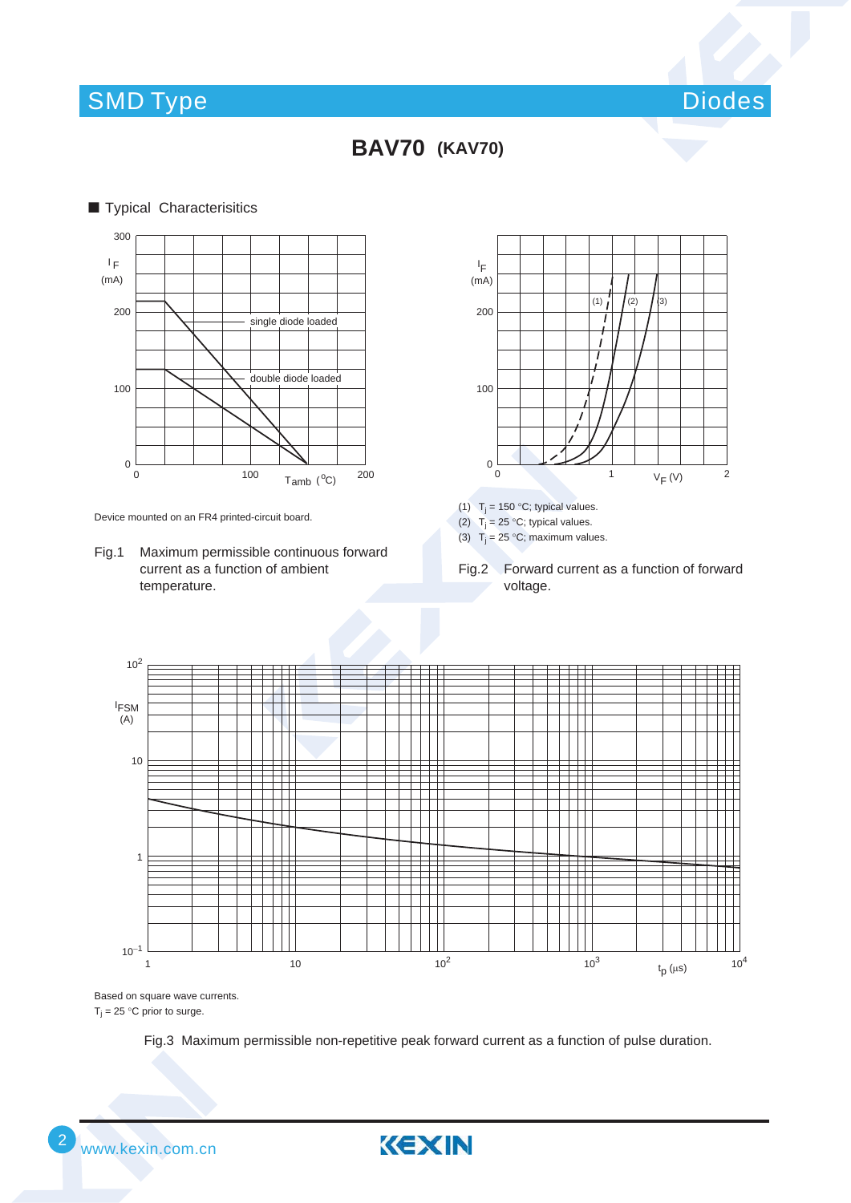# BAV70 (KAV70)

## ■ Typical Characterisitics

Device mounted on an FR4 printed-circuit board.

Fig.1 Maximum permissible continuous forward current as a function of ambient temperature.

(1) $T_j$ = 150 °C; typical values.
(2) $T_j$ = 25 °C; typical values.
(3) $T_j$ = 25 °C; maximum values.

Fig.2 Forward current as a function of forward voltage.

Based on square wave currents.
$T_j$ = 25 °C prior to surge.

Fig.3 Maximum permissible non-repetitive peak forward current as a function of pulse duration.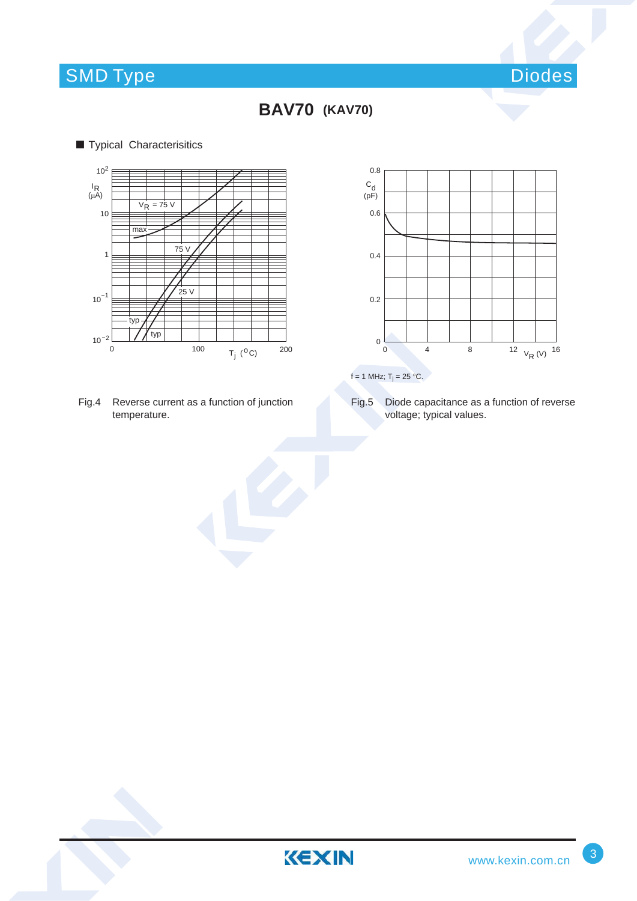# BAV70 (KAV70)

■ Typical Characterisitics

$10^2$
$I_R$
($\mu$A)
10
1
$10^{-1}$
$10^{-2}$
$V_R$ = 75 V
max
75 V
25 V
typ
typ
0
100
$T_j$ ($^oC$)
200

Fig.4 Reverse current as a function of junction temperature.

0.8
$C_d$
(pF)
0.6
0.4
0.2
0
0
4
8
12
$V_R$ (V)
16

f = 1 MHz; $T_j$ = 25 °C.

Fig.5 Diode capacitance as a function of reverse voltage; typical values.